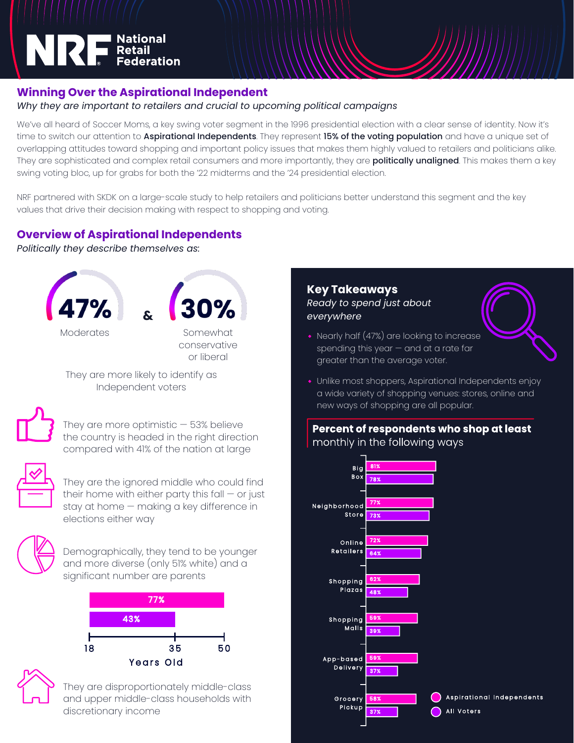NRF National Retail Federation

## Winning Over the Aspirational Independent

*Why they are important to retailers and crucial to upcoming political campaigns*

We've all heard of Soccer Moms, a key swing voter segment in the 1996 presidential election with a clear sense of identity. Now it's time to switch our attention to **Aspirational Independents**. They represent **15% of the voting population** and have a unique set of overlapping attitudes toward shopping and important policy issues that makes them highly valued to retailers and politicians alike. They are sophisticated and complex retail consumers and more importantly, they are **politically unaligned**. This makes them a key swing voting bloc, up for grabs for both the '22 midterms and the '24 presidential election.

NRF partnered with SKDK on a large-scale study to help retailers and politicians better understand this segment and the key values that drive their decision making with respect to shopping and voting.

## Overview of Aspirational Independents

*Politically they describe themselves as:*

**47%** Moderates & **30%** Somewhat conservative or liberal

They are more likely to identify as Independent voters

They are more optimistic — 53% believe the country is headed in the right direction compared with 41% of the nation at large

They are the ignored middle who could find their home with either party this fall — or just stay at home — making a key difference in elections either way

Demographically, they tend to be younger and more diverse (only 51% white) and a significant number are parents

| Years Old (18–50) | |
|---|---|
| Aspirational Independents | 77% |
| All Voters | 43% |

They are disproportionately middle-class and upper middle-class households with discretionary income

### Key Takeaways

*Ready to spend just about everywhere*

- Nearly half (47%) are looking to increase spending this year — and at a rate far greater than the average voter.
- Unlike most shoppers, Aspirational Independents enjoy a wide variety of shopping venues: stores, online and new ways of shopping are all popular.

**Percent of respondents who shop at least** monthly in the following ways

| | Aspirational Independents | All Voters |
|---|---|---|
| Big Box | 81% | 78% |
| Neighborhood Store | 77% | 73% |
| Online Retailers | 72% | 64% |
| Shopping Plazas | 62% | 48% |
| Shopping Malls | 59% | 39% |
| App-based Delivery | 59% | 37% |
| Grocery Pickup | 58% | 37% |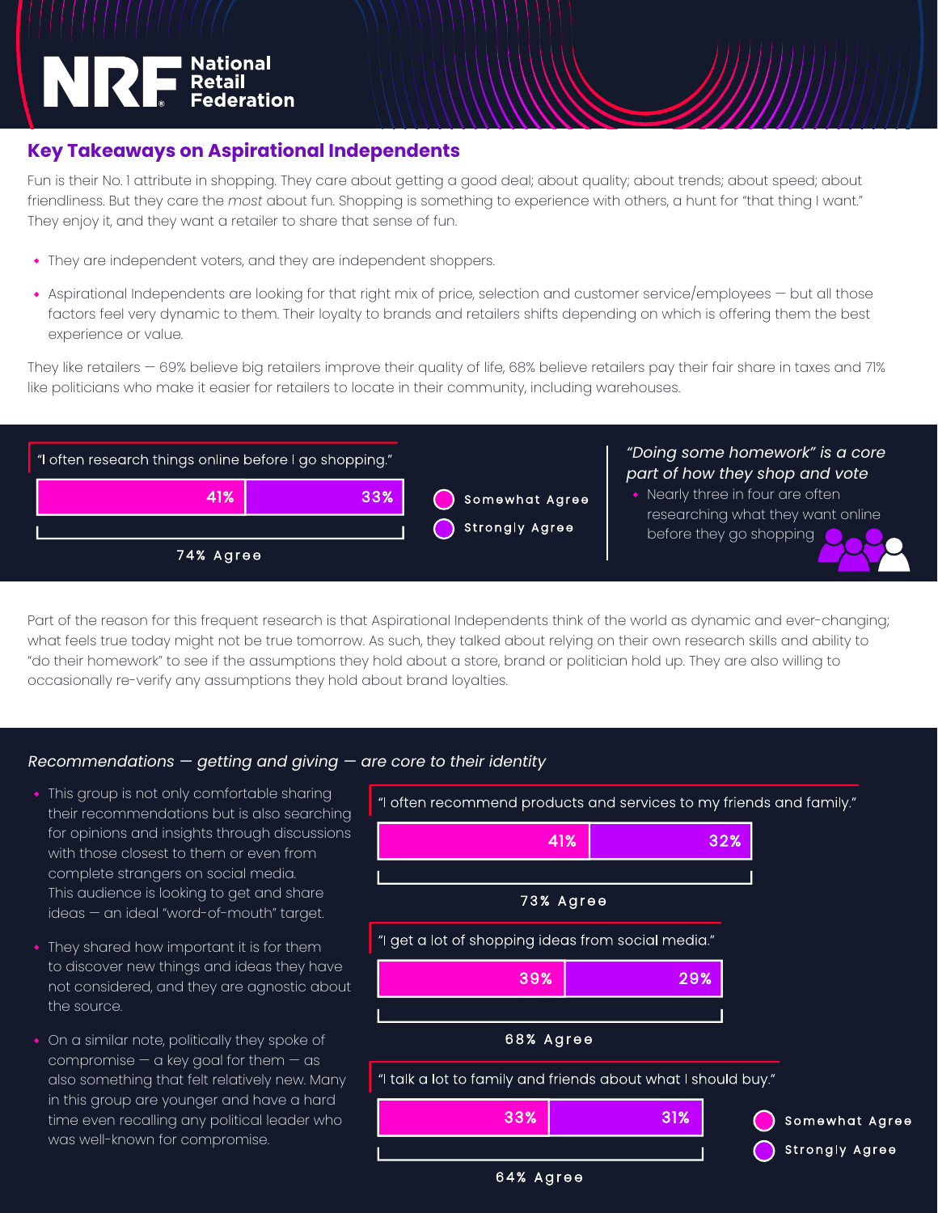## Key Takeaways on Aspirational Independents

Fun is their No. 1 attribute in shopping. They care about getting a good deal; about quality; about trends; about speed; about friendliness. But they care the *most* about fun. Shopping is something to experience with others, a hunt for "that thing I want." They enjoy it, and they want a retailer to share that sense of fun.

- They are independent voters, and they are independent shoppers.
- Aspirational Independents are looking for that right mix of price, selection and customer service/employees — but all those factors feel very dynamic to them. Their loyalty to brands and retailers shifts depending on which is offering them the best experience or value.

They like retailers — 69% believe big retailers improve their quality of life, 68% believe retailers pay their fair share in taxes and 71% like politicians who make it easier for retailers to locate in their community, including warehouses.

"I often research things online before I go shopping."

| Somewhat Agree | Strongly Agree | Total |
|---|---|---|
| 41% | 33% | 74% Agree |

*"Doing some homework" is a core part of how they shop and vote*

- Nearly three in four are often researching what they want online before they go shopping

Part of the reason for this frequent research is that Aspirational Independents think of the world as dynamic and ever-changing; what feels true today might not be true tomorrow. As such, they talked about relying on their own research skills and ability to "do their homework" to see if the assumptions they hold about a store, brand or politician hold up. They are also willing to occasionally re-verify any assumptions they hold about brand loyalties.

*Recommendations — getting and giving — are core to their identity*

- This group is not only comfortable sharing their recommendations but is also searching for opinions and insights through discussions with those closest to them or even from complete strangers on social media. This audience is looking to get and share ideas — an ideal "word-of-mouth" target.
- They shared how important it is for them to discover new things and ideas they have not considered, and they are agnostic about the source.
- On a similar note, politically they spoke of compromise — a key goal for them — as also something that felt relatively new. Many in this group are younger and have a hard time even recalling any political leader who was well-known for compromise.

| Statement | Somewhat Agree | Strongly Agree | Total |
|---|---|---|---|
| "I often recommend products and services to my friends and family." | 41% | 32% | 73% Agree |
| "I get a lot of shopping ideas from social media." | 39% | 29% | 68% Agree |
| "I talk a lot to family and friends about what I should buy." | 33% | 31% | 64% Agree |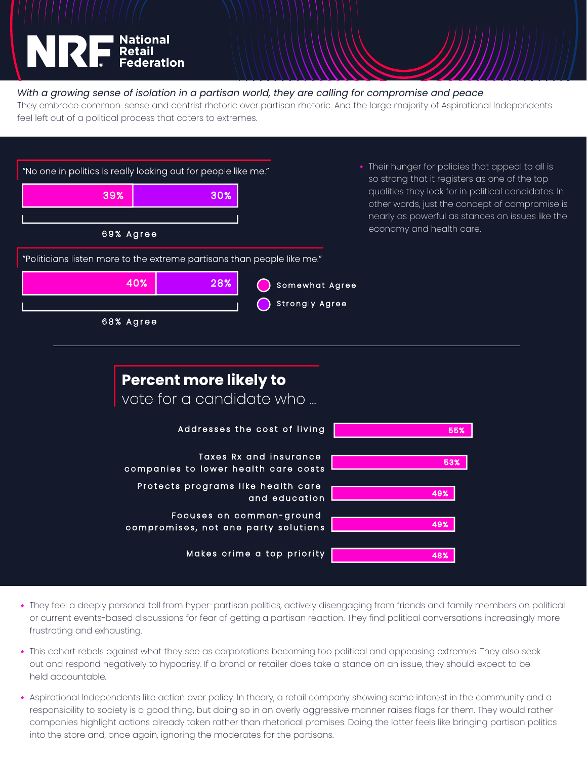National Retail Federation

*With a growing sense of isolation in a partisan world, they are calling for compromise and peace*

They embrace common-sense and centrist rhetoric over partisan rhetoric. And the large majority of Aspirational Independents feel left out of a political process that caters to extremes.

"No one in politics is really looking out for people like me."

| Somewhat Agree | Strongly Agree | Total |
|---|---|---|
| 39% | 30% | 69% Agree |

"Politicians listen more to the extreme partisans than people like me."

| Somewhat Agree | Strongly Agree | Total |
|---|---|---|
| 40% | 28% | 68% Agree |

- Their hunger for policies that appeal to all is so strong that it registers as one of the top qualities they look for in political candidates. In other words, just the concept of compromise is nearly as powerful as stances on issues like the economy and health care.

## **Percent more likely to** vote for a candidate who …

| Candidate who … | Percent |
|---|---|
| Addresses the cost of living | 55% |
| Taxes Rx and insurance companies to lower health care costs | 53% |
| Protects programs like health care and education | 49% |
| Focuses on common-ground compromises, not one party solutions | 49% |
| Makes crime a top priority | 48% |

- They feel a deeply personal toll from hyper-partisan politics, actively disengaging from friends and family members on political or current events-based discussions for fear of getting a partisan reaction. They find political conversations increasingly more frustrating and exhausting.
- This cohort rebels against what they see as corporations becoming too political and appeasing extremes. They also seek out and respond negatively to hypocrisy. If a brand or retailer does take a stance on an issue, they should expect to be held accountable.
- Aspirational Independents like action over policy. In theory, a retail company showing some interest in the community and a responsibility to society is a good thing, but doing so in an overly aggressive manner raises flags for them. They would rather companies highlight actions already taken rather than rhetorical promises. Doing the latter feels like bringing partisan politics into the store and, once again, ignoring the moderates for the partisans.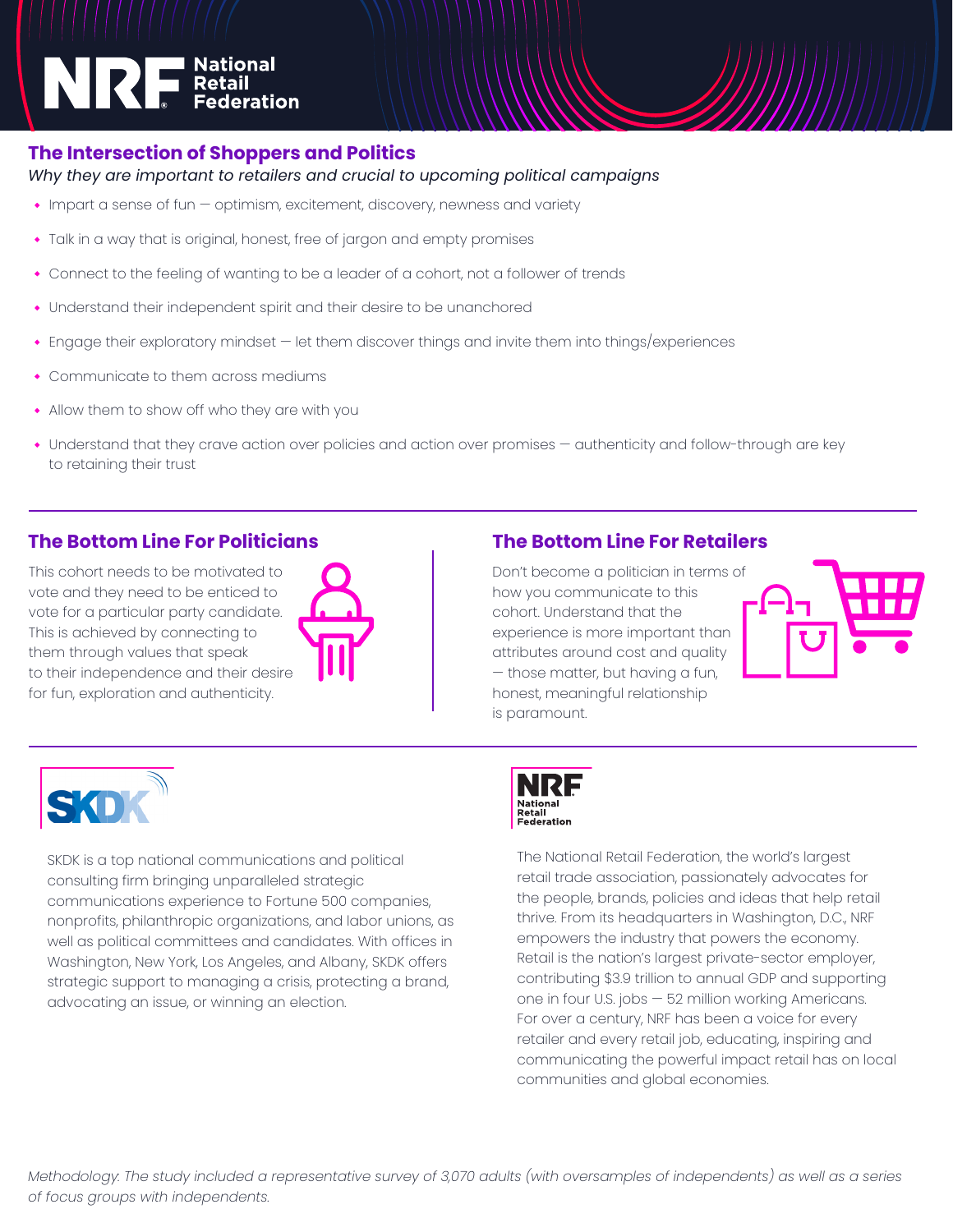## The Intersection of Shoppers and Politics

*Why they are important to retailers and crucial to upcoming political campaigns*

- Impart a sense of fun — optimism, excitement, discovery, newness and variety
- Talk in a way that is original, honest, free of jargon and empty promises
- Connect to the feeling of wanting to be a leader of a cohort, not a follower of trends
- Understand their independent spirit and their desire to be unanchored
- Engage their exploratory mindset — let them discover things and invite them into things/experiences
- Communicate to them across mediums
- Allow them to show off who they are with you
- Understand that they crave action over policies and action over promises — authenticity and follow-through are key to retaining their trust

## The Bottom Line For Politicians

This cohort needs to be motivated to vote and they need to be enticed to vote for a particular party candidate. This is achieved by connecting to them through values that speak to their independence and their desire for fun, exploration and authenticity.

## The Bottom Line For Retailers

Don't become a politician in terms of how you communicate to this cohort. Understand that the experience is more important than attributes around cost and quality — those matter, but having a fun, honest, meaningful relationship is paramount.

SKDK is a top national communications and political consulting firm bringing unparalleled strategic communications experience to Fortune 500 companies, nonprofits, philanthropic organizations, and labor unions, as well as political committees and candidates. With offices in Washington, New York, Los Angeles, and Albany, SKDK offers strategic support to managing a crisis, protecting a brand, advocating an issue, or winning an election.

The National Retail Federation, the world's largest retail trade association, passionately advocates for the people, brands, policies and ideas that help retail thrive. From its headquarters in Washington, D.C., NRF empowers the industry that powers the economy. Retail is the nation's largest private-sector employer, contributing $3.9 trillion to annual GDP and supporting one in four U.S. jobs — 52 million working Americans. For over a century, NRF has been a voice for every retailer and every retail job, educating, inspiring and communicating the powerful impact retail has on local communities and global economies.

*Methodology: The study included a representative survey of 3,070 adults (with oversamples of independents) as well as a series of focus groups with independents.*